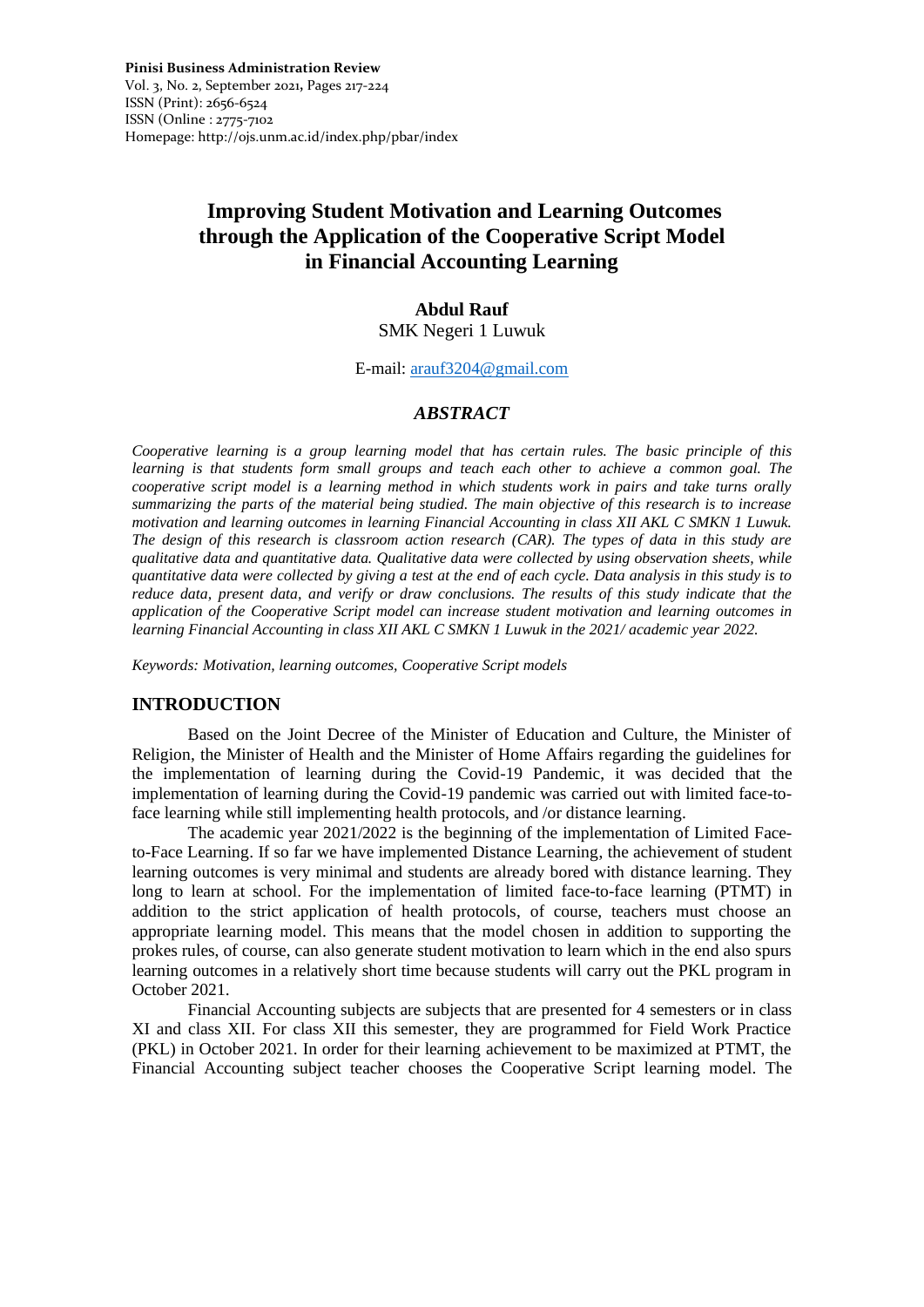**Pinisi Business Administration Review**
Vol. 3, No. 2, September 2021, Pages 217-224
ISSN (Print): 2656-6524
ISSN (Online : 2775-7102
Homepage: http://ojs.unm.ac.id/index.php/pbar/index

# Improving Student Motivation and Learning Outcomes through the Application of the Cooperative Script Model in Financial Accounting Learning

**Abdul Rauf**
SMK Negeri 1 Luwuk

E-mail: arauf3204@gmail.com

## *ABSTRACT*

*Cooperative learning is a group learning model that has certain rules. The basic principle of this learning is that students form small groups and teach each other to achieve a common goal. The cooperative script model is a learning method in which students work in pairs and take turns orally summarizing the parts of the material being studied. The main objective of this research is to increase motivation and learning outcomes in learning Financial Accounting in class XII AKL C SMKN 1 Luwuk. The design of this research is classroom action research (CAR). The types of data in this study are qualitative data and quantitative data. Qualitative data were collected by using observation sheets, while quantitative data were collected by giving a test at the end of each cycle. Data analysis in this study is to reduce data, present data, and verify or draw conclusions. The results of this study indicate that the application of the Cooperative Script model can increase student motivation and learning outcomes in learning Financial Accounting in class XII AKL C SMKN 1 Luwuk in the 2021/ academic year 2022.*

*Keywords: Motivation, learning outcomes, Cooperative Script models*

## INTRODUCTION

Based on the Joint Decree of the Minister of Education and Culture, the Minister of Religion, the Minister of Health and the Minister of Home Affairs regarding the guidelines for the implementation of learning during the Covid-19 Pandemic, it was decided that the implementation of learning during the Covid-19 pandemic was carried out with limited face-to-face learning while still implementing health protocols, and /or distance learning.

The academic year 2021/2022 is the beginning of the implementation of Limited Face-to-Face Learning. If so far we have implemented Distance Learning, the achievement of student learning outcomes is very minimal and students are already bored with distance learning. They long to learn at school. For the implementation of limited face-to-face learning (PTMT) in addition to the strict application of health protocols, of course, teachers must choose an appropriate learning model. This means that the model chosen in addition to supporting the prokes rules, of course, can also generate student motivation to learn which in the end also spurs learning outcomes in a relatively short time because students will carry out the PKL program in October 2021.

Financial Accounting subjects are subjects that are presented for 4 semesters or in class XI and class XII. For class XII this semester, they are programmed for Field Work Practice (PKL) in October 2021. In order for their learning achievement to be maximized at PTMT, the Financial Accounting subject teacher chooses the Cooperative Script learning model. The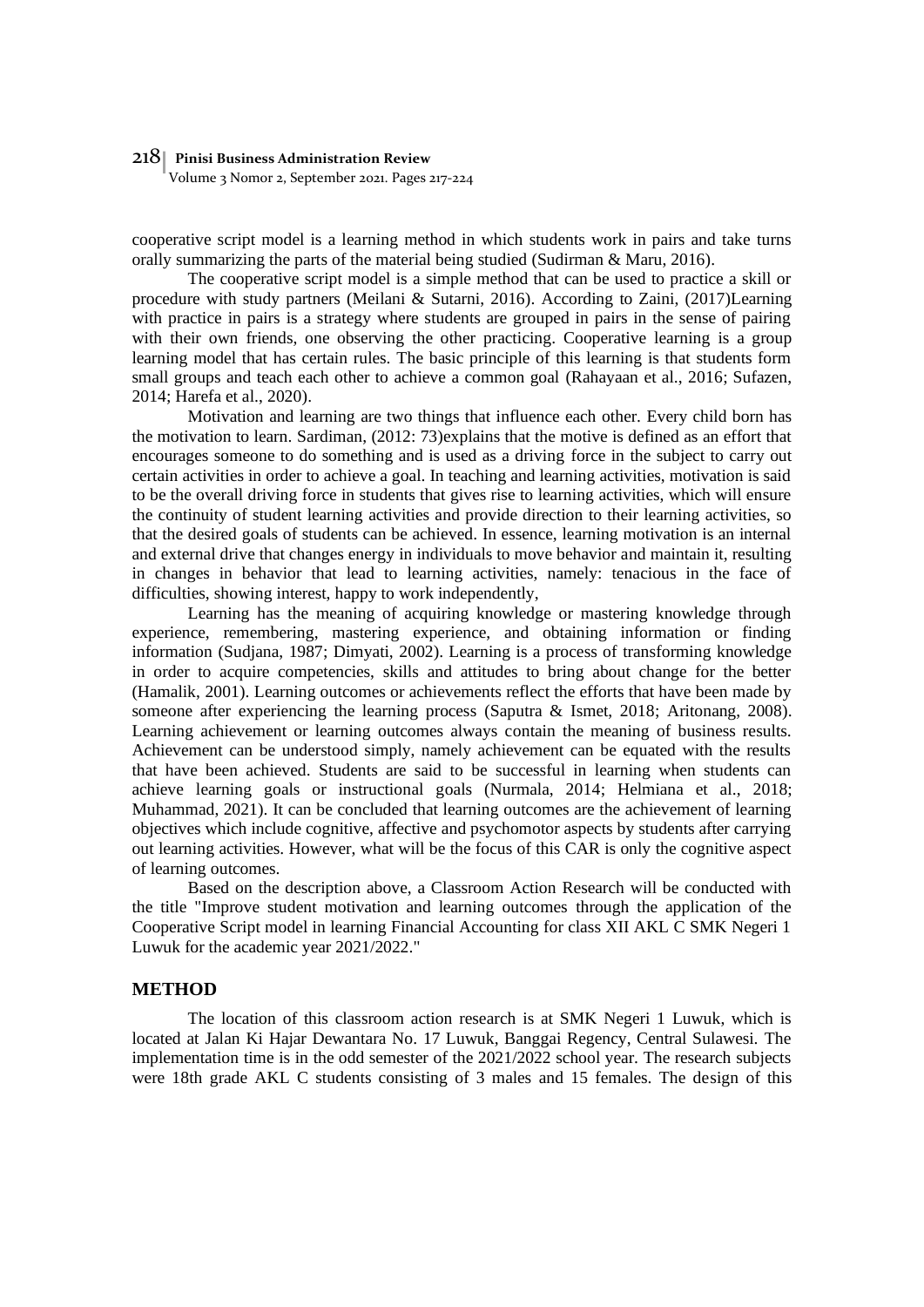cooperative script model is a learning method in which students work in pairs and take turns orally summarizing the parts of the material being studied (Sudirman & Maru, 2016).

The cooperative script model is a simple method that can be used to practice a skill or procedure with study partners (Meilani & Sutarni, 2016). According to Zaini, (2017)Learning with practice in pairs is a strategy where students are grouped in pairs in the sense of pairing with their own friends, one observing the other practicing. Cooperative learning is a group learning model that has certain rules. The basic principle of this learning is that students form small groups and teach each other to achieve a common goal (Rahayaan et al., 2016; Sufazen, 2014; Harefa et al., 2020).

Motivation and learning are two things that influence each other. Every child born has the motivation to learn. Sardiman, (2012: 73)explains that the motive is defined as an effort that encourages someone to do something and is used as a driving force in the subject to carry out certain activities in order to achieve a goal. In teaching and learning activities, motivation is said to be the overall driving force in students that gives rise to learning activities, which will ensure the continuity of student learning activities and provide direction to their learning activities, so that the desired goals of students can be achieved. In essence, learning motivation is an internal and external drive that changes energy in individuals to move behavior and maintain it, resulting in changes in behavior that lead to learning activities, namely: tenacious in the face of difficulties, showing interest, happy to work independently,

Learning has the meaning of acquiring knowledge or mastering knowledge through experience, remembering, mastering experience, and obtaining information or finding information (Sudjana, 1987; Dimyati, 2002). Learning is a process of transforming knowledge in order to acquire competencies, skills and attitudes to bring about change for the better (Hamalik, 2001). Learning outcomes or achievements reflect the efforts that have been made by someone after experiencing the learning process (Saputra & Ismet, 2018; Aritonang, 2008). Learning achievement or learning outcomes always contain the meaning of business results. Achievement can be understood simply, namely achievement can be equated with the results that have been achieved. Students are said to be successful in learning when students can achieve learning goals or instructional goals (Nurmala, 2014; Helmiana et al., 2018; Muhammad, 2021). It can be concluded that learning outcomes are the achievement of learning objectives which include cognitive, affective and psychomotor aspects by students after carrying out learning activities. However, what will be the focus of this CAR is only the cognitive aspect of learning outcomes.

Based on the description above, a Classroom Action Research will be conducted with the title "Improve student motivation and learning outcomes through the application of the Cooperative Script model in learning Financial Accounting for class XII AKL C SMK Negeri 1 Luwuk for the academic year 2021/2022."

## METHOD

The location of this classroom action research is at SMK Negeri 1 Luwuk, which is located at Jalan Ki Hajar Dewantara No. 17 Luwuk, Banggai Regency, Central Sulawesi. The implementation time is in the odd semester of the 2021/2022 school year. The research subjects were 18th grade AKL C students consisting of 3 males and 15 females. The design of this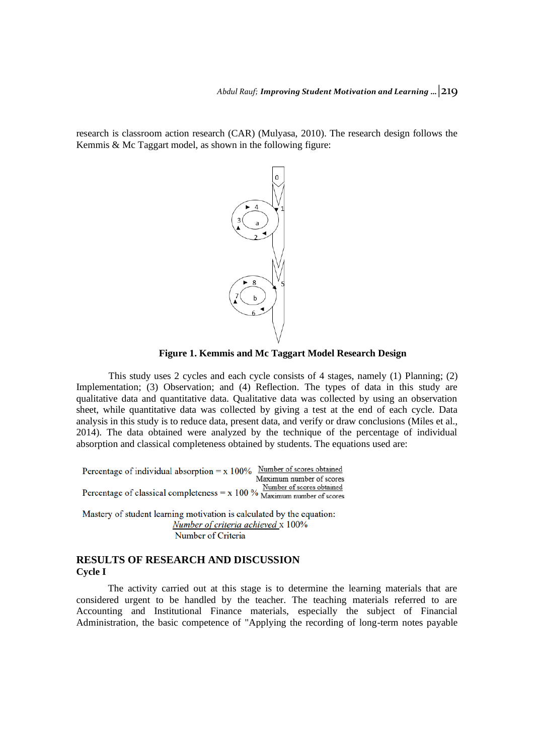research is classroom action research (CAR) (Mulyasa, 2010). The research design follows the Kemmis & Mc Taggart model, as shown in the following figure:

**Figure 1. Kemmis and Mc Taggart Model Research Design**

This study uses 2 cycles and each cycle consists of 4 stages, namely (1) Planning; (2) Implementation; (3) Observation; and (4) Reflection. The types of data in this study are qualitative data and quantitative data. Qualitative data was collected by using an observation sheet, while quantitative data was collected by giving a test at the end of each cycle. Data analysis in this study is to reduce data, present data, and verify or draw conclusions (Miles et al., 2014). The data obtained were analyzed by the technique of the percentage of individual absorption and classical completeness obtained by students. The equations used are:

$$\text{Percentage of individual absorption} = \text{x } 100\% \ \frac{\text{Number of scores obtained}}{\text{Maximum number of scores}}$$

$$\text{Percentage of classical completeness} = \text{x } 100\ \% \ \frac{\text{Number of scores obtained}}{\text{Maximum number of scores}}$$

Mastery of student learning motivation is calculated by the equation:

$$\frac{\textit{Number of criteria achieved}}{\text{Number of Criteria}} \text{ x } 100\%$$

## RESULTS OF RESEARCH AND DISCUSSION

### Cycle I

The activity carried out at this stage is to determine the learning materials that are considered urgent to be handled by the teacher. The teaching materials referred to are Accounting and Institutional Finance materials, especially the subject of Financial Administration, the basic competence of "Applying the recording of long-term notes payable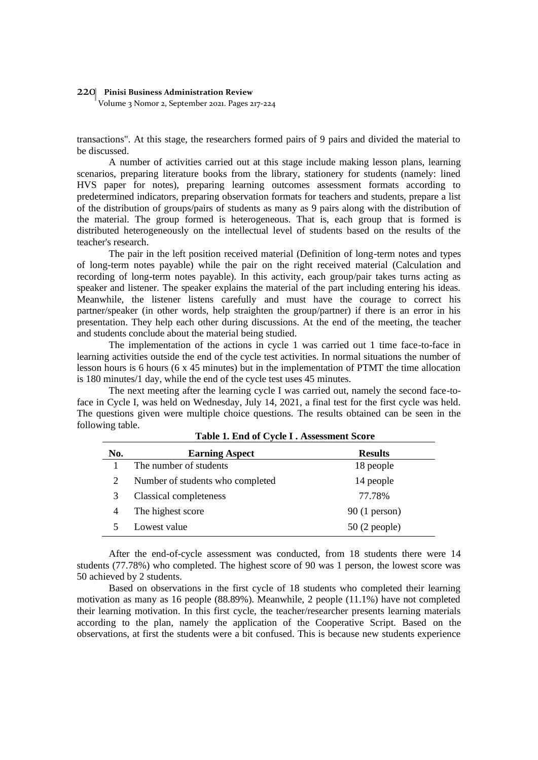transactions". At this stage, the researchers formed pairs of 9 pairs and divided the material to be discussed.

A number of activities carried out at this stage include making lesson plans, learning scenarios, preparing literature books from the library, stationery for students (namely: lined HVS paper for notes), preparing learning outcomes assessment formats according to predetermined indicators, preparing observation formats for teachers and students, prepare a list of the distribution of groups/pairs of students as many as 9 pairs along with the distribution of the material. The group formed is heterogeneous. That is, each group that is formed is distributed heterogeneously on the intellectual level of students based on the results of the teacher's research.

The pair in the left position received material (Definition of long-term notes and types of long-term notes payable) while the pair on the right received material (Calculation and recording of long-term notes payable). In this activity, each group/pair takes turns acting as speaker and listener. The speaker explains the material of the part including entering his ideas. Meanwhile, the listener listens carefully and must have the courage to correct his partner/speaker (in other words, help straighten the group/partner) if there is an error in his presentation. They help each other during discussions. At the end of the meeting, the teacher and students conclude about the material being studied.

The implementation of the actions in cycle 1 was carried out 1 time face-to-face in learning activities outside the end of the cycle test activities. In normal situations the number of lesson hours is 6 hours (6 x 45 minutes) but in the implementation of PTMT the time allocation is 180 minutes/1 day, while the end of the cycle test uses 45 minutes.

The next meeting after the learning cycle I was carried out, namely the second face-to-face in Cycle I, was held on Wednesday, July 14, 2021, a final test for the first cycle was held. The questions given were multiple choice questions. The results obtained can be seen in the following table.

**Table 1. End of Cycle I . Assessment Score**

| No. | Earning Aspect | Results |
|---|---|---|
| 1 | The number of students | 18 people |
| 2 | Number of students who completed | 14 people |
| 3 | Classical completeness | 77.78% |
| 4 | The highest score | 90 (1 person) |
| 5 | Lowest value | 50 (2 people) |

After the end-of-cycle assessment was conducted, from 18 students there were 14 students (77.78%) who completed. The highest score of 90 was 1 person, the lowest score was 50 achieved by 2 students.

Based on observations in the first cycle of 18 students who completed their learning motivation as many as 16 people (88.89%). Meanwhile, 2 people (11.1%) have not completed their learning motivation. In this first cycle, the teacher/researcher presents learning materials according to the plan, namely the application of the Cooperative Script. Based on the observations, at first the students were a bit confused. This is because new students experience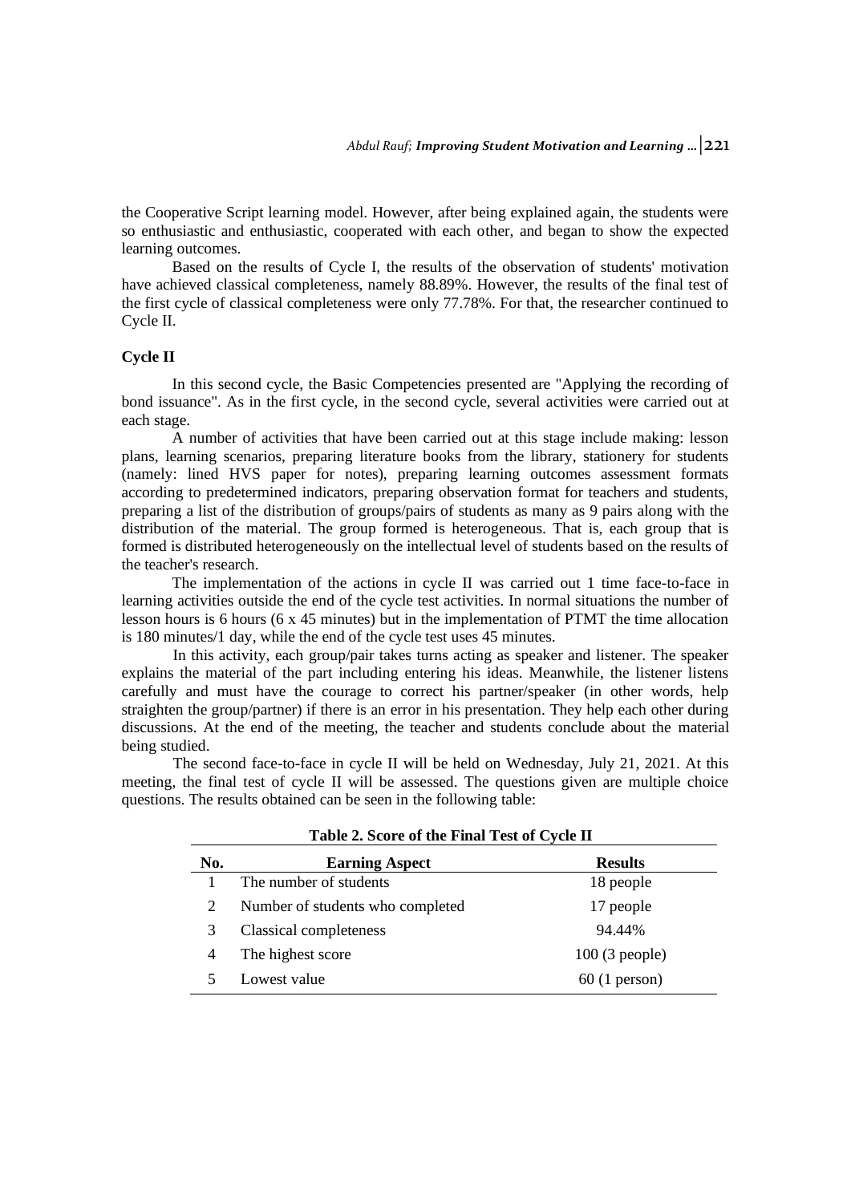the Cooperative Script learning model. However, after being explained again, the students were so enthusiastic and enthusiastic, cooperated with each other, and began to show the expected learning outcomes.

Based on the results of Cycle I, the results of the observation of students' motivation have achieved classical completeness, namely 88.89%. However, the results of the final test of the first cycle of classical completeness were only 77.78%. For that, the researcher continued to Cycle II.

### Cycle II

In this second cycle, the Basic Competencies presented are "Applying the recording of bond issuance". As in the first cycle, in the second cycle, several activities were carried out at each stage.

A number of activities that have been carried out at this stage include making: lesson plans, learning scenarios, preparing literature books from the library, stationery for students (namely: lined HVS paper for notes), preparing learning outcomes assessment formats according to predetermined indicators, preparing observation format for teachers and students, preparing a list of the distribution of groups/pairs of students as many as 9 pairs along with the distribution of the material. The group formed is heterogeneous. That is, each group that is formed is distributed heterogeneously on the intellectual level of students based on the results of the teacher's research.

The implementation of the actions in cycle II was carried out 1 time face-to-face in learning activities outside the end of the cycle test activities. In normal situations the number of lesson hours is 6 hours (6 x 45 minutes) but in the implementation of PTMT the time allocation is 180 minutes/1 day, while the end of the cycle test uses 45 minutes.

In this activity, each group/pair takes turns acting as speaker and listener. The speaker explains the material of the part including entering his ideas. Meanwhile, the listener listens carefully and must have the courage to correct his partner/speaker (in other words, help straighten the group/partner) if there is an error in his presentation. They help each other during discussions. At the end of the meeting, the teacher and students conclude about the material being studied.

The second face-to-face in cycle II will be held on Wednesday, July 21, 2021. At this meeting, the final test of cycle II will be assessed. The questions given are multiple choice questions. The results obtained can be seen in the following table:

**Table 2. Score of the Final Test of Cycle II**

| No. | Earning Aspect | Results |
|---|---|---|
| 1 | The number of students | 18 people |
| 2 | Number of students who completed | 17 people |
| 3 | Classical completeness | 94.44% |
| 4 | The highest score | 100 (3 people) |
| 5 | Lowest value | 60 (1 person) |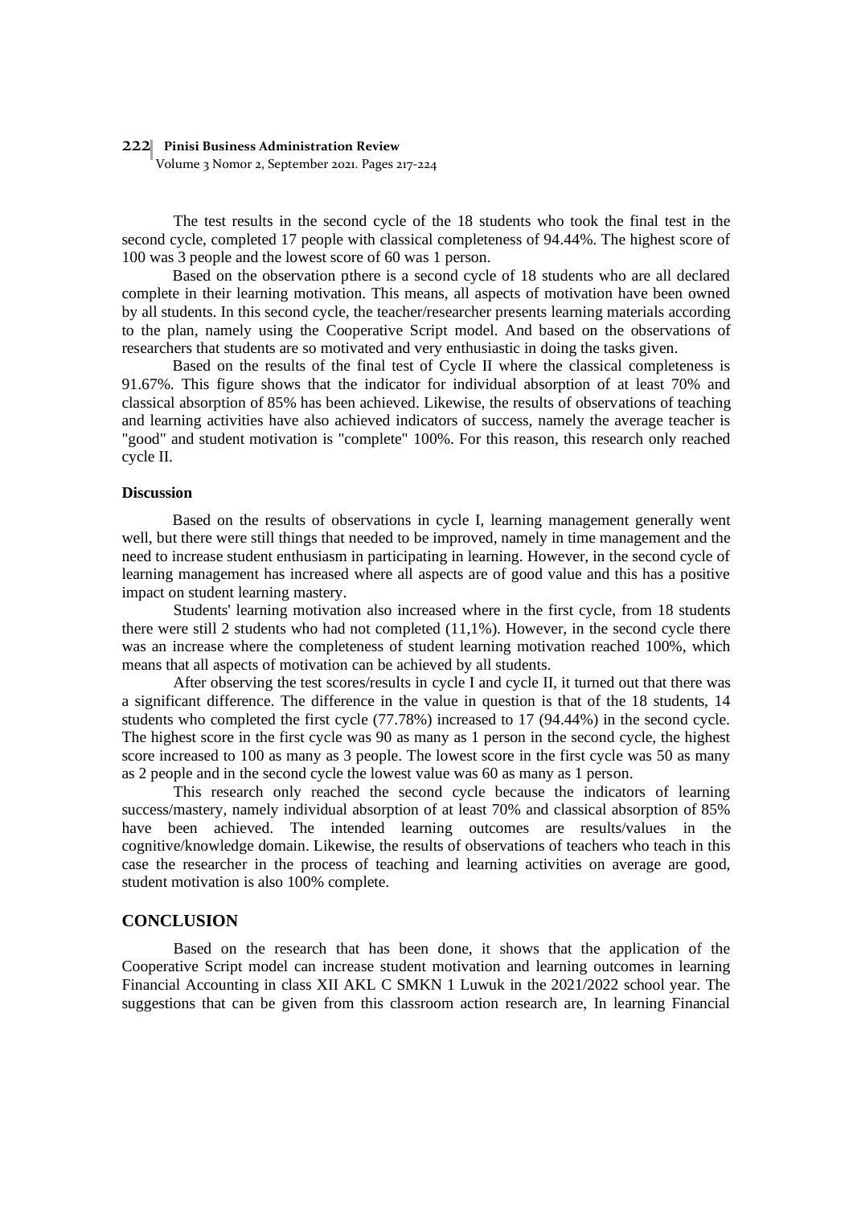The test results in the second cycle of the 18 students who took the final test in the second cycle, completed 17 people with classical completeness of 94.44%. The highest score of 100 was 3 people and the lowest score of 60 was 1 person.

Based on the observation pthere is a second cycle of 18 students who are all declared complete in their learning motivation. This means, all aspects of motivation have been owned by all students. In this second cycle, the teacher/researcher presents learning materials according to the plan, namely using the Cooperative Script model. And based on the observations of researchers that students are so motivated and very enthusiastic in doing the tasks given.

Based on the results of the final test of Cycle II where the classical completeness is 91.67%. This figure shows that the indicator for individual absorption of at least 70% and classical absorption of 85% has been achieved. Likewise, the results of observations of teaching and learning activities have also achieved indicators of success, namely the average teacher is "good" and student motivation is "complete" 100%. For this reason, this research only reached cycle II.

### Discussion

Based on the results of observations in cycle I, learning management generally went well, but there were still things that needed to be improved, namely in time management and the need to increase student enthusiasm in participating in learning. However, in the second cycle of learning management has increased where all aspects are of good value and this has a positive impact on student learning mastery.

Students' learning motivation also increased where in the first cycle, from 18 students there were still 2 students who had not completed (11,1%). However, in the second cycle there was an increase where the completeness of student learning motivation reached 100%, which means that all aspects of motivation can be achieved by all students.

After observing the test scores/results in cycle I and cycle II, it turned out that there was a significant difference. The difference in the value in question is that of the 18 students, 14 students who completed the first cycle (77.78%) increased to 17 (94.44%) in the second cycle. The highest score in the first cycle was 90 as many as 1 person in the second cycle, the highest score increased to 100 as many as 3 people. The lowest score in the first cycle was 50 as many as 2 people and in the second cycle the lowest value was 60 as many as 1 person.

This research only reached the second cycle because the indicators of learning success/mastery, namely individual absorption of at least 70% and classical absorption of 85% have been achieved. The intended learning outcomes are results/values in the cognitive/knowledge domain. Likewise, the results of observations of teachers who teach in this case the researcher in the process of teaching and learning activities on average are good, student motivation is also 100% complete.

## CONCLUSION

Based on the research that has been done, it shows that the application of the Cooperative Script model can increase student motivation and learning outcomes in learning Financial Accounting in class XII AKL C SMKN 1 Luwuk in the 2021/2022 school year. The suggestions that can be given from this classroom action research are, In learning Financial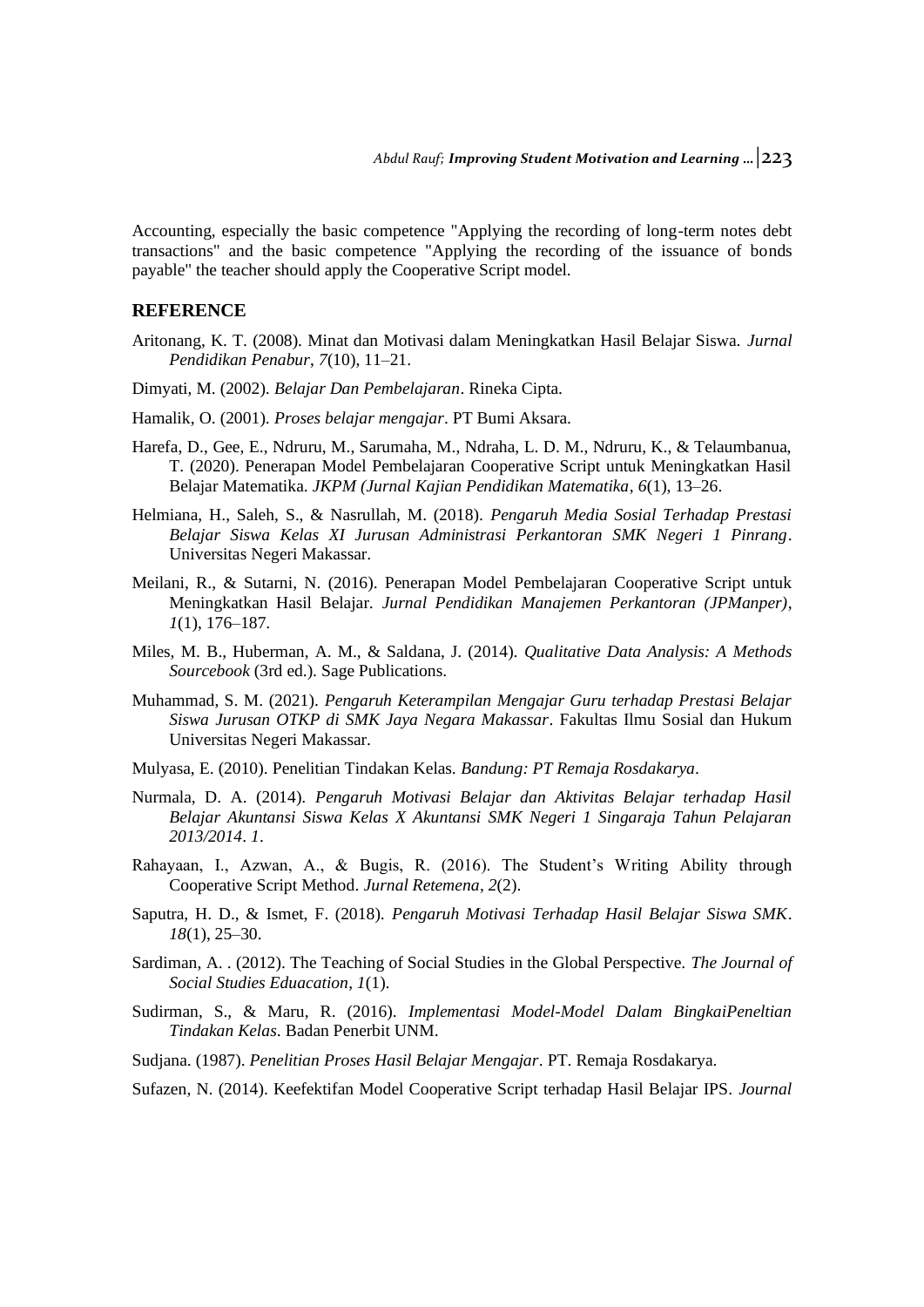Accounting, especially the basic competence "Applying the recording of long-term notes debt transactions" and the basic competence "Applying the recording of the issuance of bonds payable" the teacher should apply the Cooperative Script model.

## REFERENCE

Aritonang, K. T. (2008). Minat dan Motivasi dalam Meningkatkan Hasil Belajar Siswa. *Jurnal Pendidikan Penabur*, *7*(10), 11–21.

Dimyati, M. (2002). *Belajar Dan Pembelajaran*. Rineka Cipta.

Hamalik, O. (2001). *Proses belajar mengajar*. PT Bumi Aksara.

Harefa, D., Gee, E., Ndruru, M., Sarumaha, M., Ndraha, L. D. M., Ndruru, K., & Telaumbanua, T. (2020). Penerapan Model Pembelajaran Cooperative Script untuk Meningkatkan Hasil Belajar Matematika. *JKPM (Jurnal Kajian Pendidikan Matematika*, *6*(1), 13–26.

Helmiana, H., Saleh, S., & Nasrullah, M. (2018). *Pengaruh Media Sosial Terhadap Prestasi Belajar Siswa Kelas XI Jurusan Administrasi Perkantoran SMK Negeri 1 Pinrang*. Universitas Negeri Makassar.

Meilani, R., & Sutarni, N. (2016). Penerapan Model Pembelajaran Cooperative Script untuk Meningkatkan Hasil Belajar. *Jurnal Pendidikan Manajemen Perkantoran (JPManper)*, *1*(1), 176–187.

Miles, M. B., Huberman, A. M., & Saldana, J. (2014). *Qualitative Data Analysis: A Methods Sourcebook* (3rd ed.). Sage Publications.

Muhammad, S. M. (2021). *Pengaruh Keterampilan Mengajar Guru terhadap Prestasi Belajar Siswa Jurusan OTKP di SMK Jaya Negara Makassar*. Fakultas Ilmu Sosial dan Hukum Universitas Negeri Makassar.

Mulyasa, E. (2010). Penelitian Tindakan Kelas. *Bandung: PT Remaja Rosdakarya*.

Nurmala, D. A. (2014). *Pengaruh Motivasi Belajar dan Aktivitas Belajar terhadap Hasil Belajar Akuntansi Siswa Kelas X Akuntansi SMK Negeri 1 Singaraja Tahun Pelajaran 2013/2014*. *1*.

Rahayaan, I., Azwan, A., & Bugis, R. (2016). The Student's Writing Ability through Cooperative Script Method. *Jurnal Retemena*, *2*(2).

Saputra, H. D., & Ismet, F. (2018). *Pengaruh Motivasi Terhadap Hasil Belajar Siswa SMK*. *18*(1), 25–30.

Sardiman, A. . (2012). The Teaching of Social Studies in the Global Perspective. *The Journal of Social Studies Eduacation*, *1*(1).

Sudirman, S., & Maru, R. (2016). *Implementasi Model-Model Dalam BingkaiPeneltian Tindakan Kelas*. Badan Penerbit UNM.

Sudjana. (1987). *Penelitian Proses Hasil Belajar Mengajar*. PT. Remaja Rosdakarya.

Sufazen, N. (2014). Keefektifan Model Cooperative Script terhadap Hasil Belajar IPS. *Journal*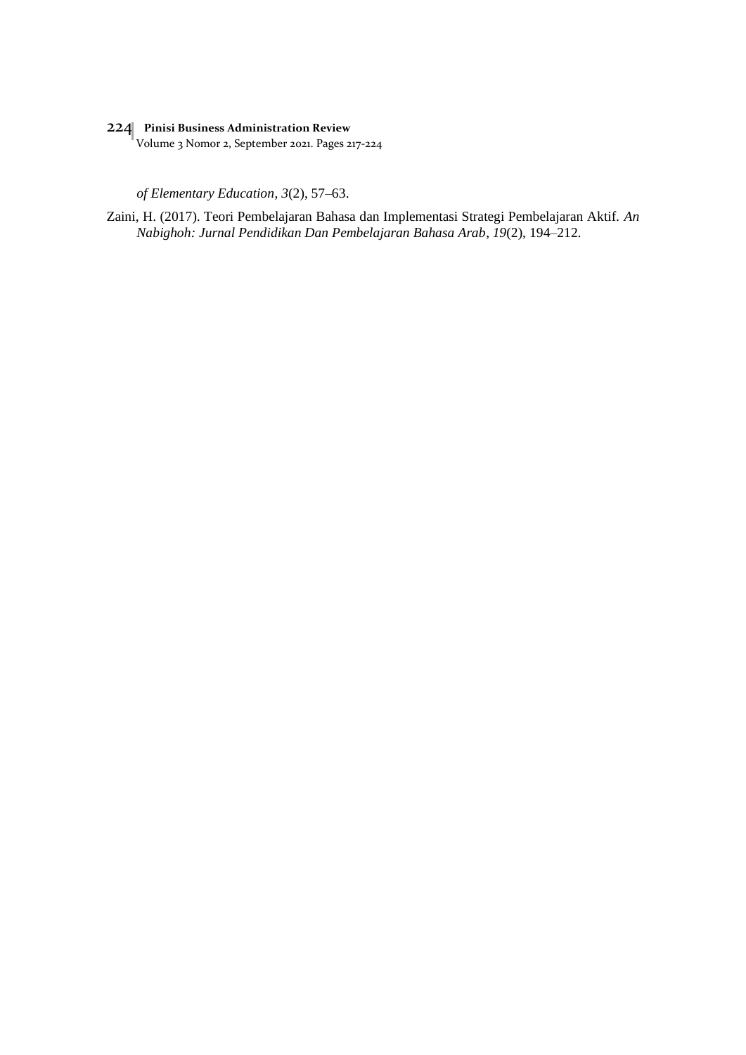*of Elementary Education*, *3*(2), 57–63.

Zaini, H. (2017). Teori Pembelajaran Bahasa dan Implementasi Strategi Pembelajaran Aktif. *An Nabighoh: Jurnal Pendidikan Dan Pembelajaran Bahasa Arab*, *19*(2), 194–212.